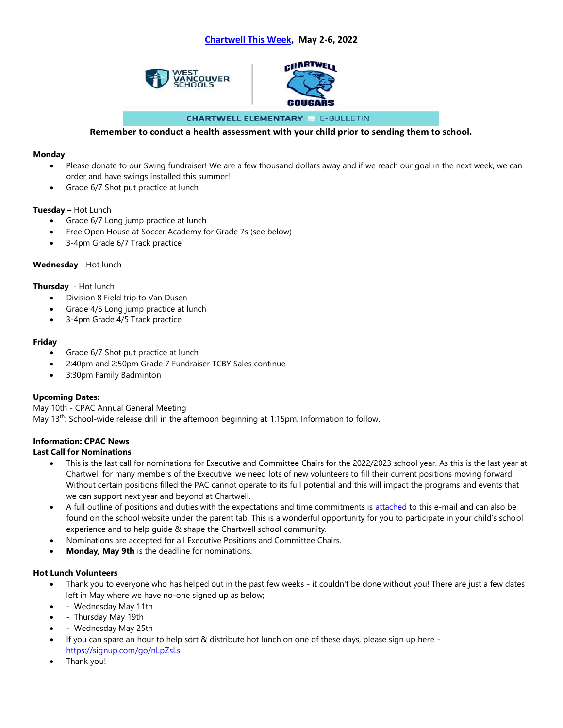**[Chartwell This Week](#), May 2-6, 2022**

WEST VANCOUVER SCHOOLS

CHARTWELL COUGARS

CHARTWELL ELEMENTARY E-BULLETIN

**Remember to conduct a health assessment with your child prior to sending them to school.**

**Monday**

- Please donate to our Swing fundraiser! We are a few thousand dollars away and if we reach our goal in the next week, we can order and have swings installed this summer!
- Grade 6/7 Shot put practice at lunch

**Tuesday –** Hot Lunch

- Grade 6/7 Long jump practice at lunch
- Free Open House at Soccer Academy for Grade 7s (see below)
- 3-4pm Grade 6/7 Track practice

**Wednesday** - Hot lunch

**Thursday** - Hot lunch

- Division 8 Field trip to Van Dusen
- Grade 4/5 Long jump practice at lunch
- 3-4pm Grade 4/5 Track practice

**Friday**

- Grade 6/7 Shot put practice at lunch
- 2:40pm and 2:50pm Grade 7 Fundraiser TCBY Sales continue
- 3:30pm Family Badminton

**Upcoming Dates:**

May 10th - CPAC Annual General Meeting

May 13th: School-wide release drill in the afternoon beginning at 1:15pm. Information to follow.

**Information: CPAC News**

**Last Call for Nominations**

- This is the last call for nominations for Executive and Committee Chairs for the 2022/2023 school year. As this is the last year at Chartwell for many members of the Executive, we need lots of new volunteers to fill their current positions moving forward. Without certain positions filled the PAC cannot operate to its full potential and this will impact the programs and events that we can support next year and beyond at Chartwell.
- A full outline of positions and duties with the expectations and time commitments is [attached](#) to this e-mail and can also be found on the school website under the parent tab. This is a wonderful opportunity for you to participate in your child's school experience and to help guide & shape the Chartwell school community.
- Nominations are accepted for all Executive Positions and Committee Chairs.
- **Monday, May 9th** is the deadline for nominations.

**Hot Lunch Volunteers**

- Thank you to everyone who has helped out in the past few weeks - it couldn't be done without you! There are just a few dates left in May where we have no-one signed up as below;
- - Wednesday May 11th
- - Thursday May 19th
- - Wednesday May 25th
- If you can spare an hour to help sort & distribute hot lunch on one of these days, please sign up here - https://signup.com/go/nLpZsLs
- Thank you!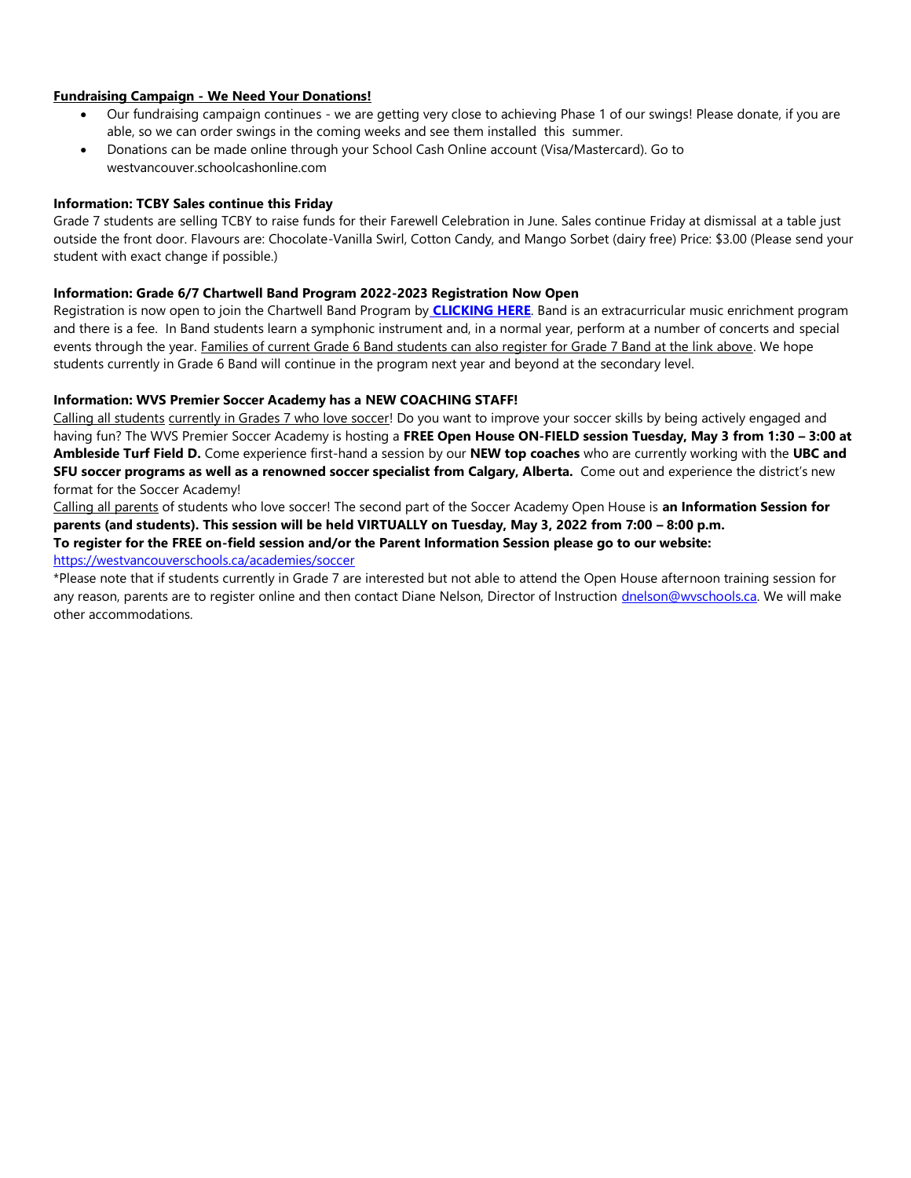**Fundraising Campaign - We Need Your Donations!**

- Our fundraising campaign continues - we are getting very close to achieving Phase 1 of our swings! Please donate, if you are able, so we can order swings in the coming weeks and see them installed this summer.
- Donations can be made online through your School Cash Online account (Visa/Mastercard). Go to westvancouver.schoolcashonline.com

**Information: TCBY Sales continue this Friday**

Grade 7 students are selling TCBY to raise funds for their Farewell Celebration in June. Sales continue Friday at dismissal at a table just outside the front door. Flavours are: Chocolate-Vanilla Swirl, Cotton Candy, and Mango Sorbet (dairy free) Price: $3.00 (Please send your student with exact change if possible.)

**Information: Grade 6/7 Chartwell Band Program 2022-2023 Registration Now Open**

Registration is now open to join the Chartwell Band Program by **CLICKING HERE**. Band is an extracurricular music enrichment program and there is a fee. In Band students learn a symphonic instrument and, in a normal year, perform at a number of concerts and special events through the year. Families of current Grade 6 Band students can also register for Grade 7 Band at the link above. We hope students currently in Grade 6 Band will continue in the program next year and beyond at the secondary level.

**Information: WVS Premier Soccer Academy has a NEW COACHING STAFF!**

Calling all students currently in Grades 7 who love soccer! Do you want to improve your soccer skills by being actively engaged and having fun? The WVS Premier Soccer Academy is hosting a **FREE Open House ON-FIELD session Tuesday, May 3 from 1:30 – 3:00 at Ambleside Turf Field D.** Come experience first-hand a session by our **NEW top coaches** who are currently working with the **UBC and SFU soccer programs as well as a renowned soccer specialist from Calgary, Alberta.** Come out and experience the district's new format for the Soccer Academy!

Calling all parents of students who love soccer! The second part of the Soccer Academy Open House is **an Information Session for parents (and students). This session will be held VIRTUALLY on Tuesday, May 3, 2022 from 7:00 – 8:00 p.m.**

**To register for the FREE on-field session and/or the Parent Information Session please go to our website:**

https://westvancouverschools.ca/academies/soccer

*Please note that if students currently in Grade 7 are interested but not able to attend the Open House afternoon training session for any reason, parents are to register online and then contact Diane Nelson, Director of Instruction dnelson@wvschools.ca. We will make other accommodations.